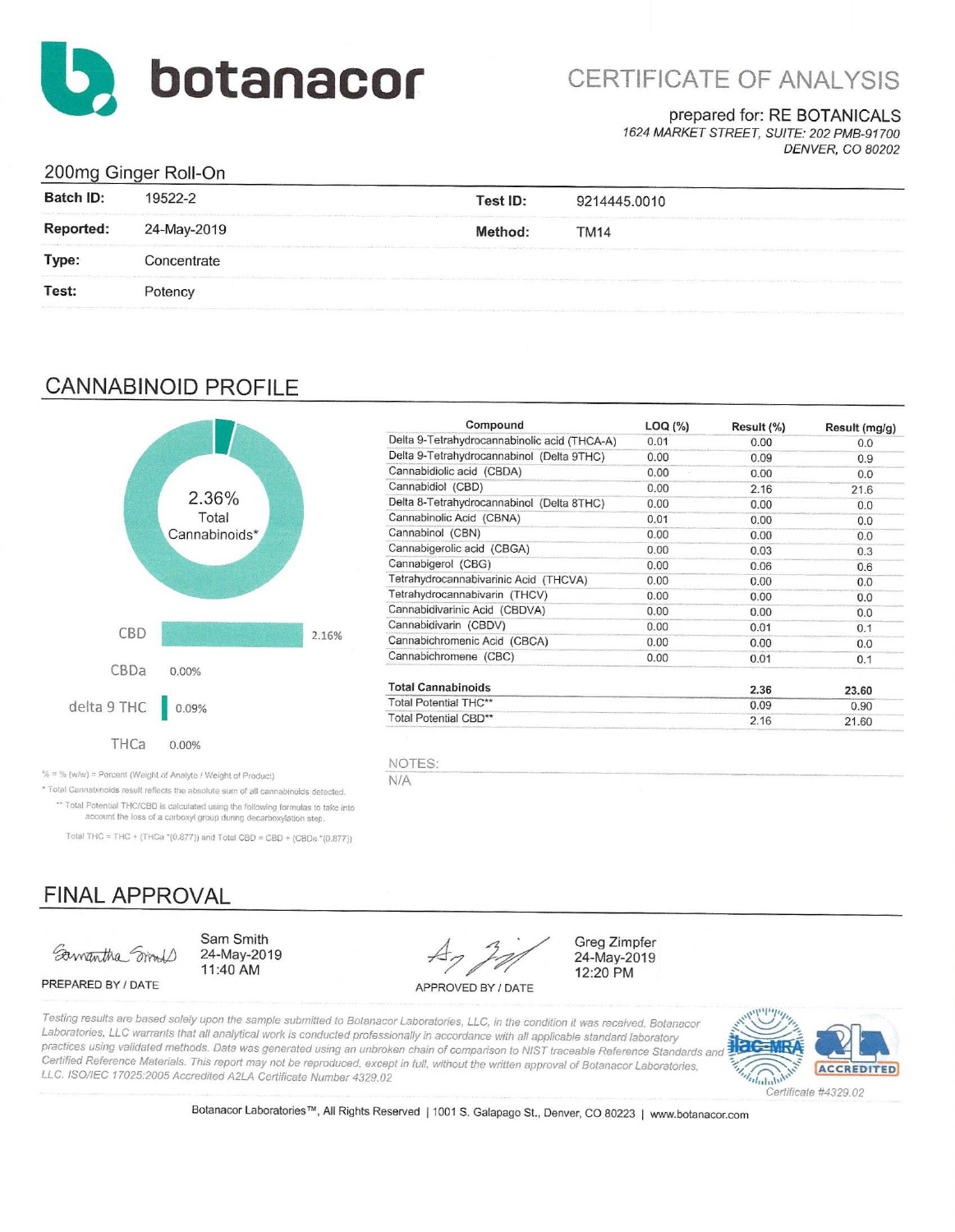botanacor

# CERTIFICATE OF ANALYSIS

prepared for: RE BOTANICALS
*1624 MARKET STREET, SUITE: 202 PMB-91700*
*DENVER, CO 80202*

## 200mg Ginger Roll-On

| | | | |
|---|---|---|---|
| **Batch ID:** | 19522-2 | **Test ID:** | 9214445.0010 |
| **Reported:** | 24-May-2019 | **Method:** | TM14 |
| **Type:** | Concentrate | | |
| **Test:** | Potency | | |

## CANNABINOID PROFILE

2.36% Total Cannabinoids*

| | |
|---|---|
| CBD | 2.16% |
| CBDa | 0.00% |
| delta 9 THC | 0.09% |
| THCa | 0.00% |

% = % (w/w) = Percent (Weight of Analyte / Weight of Product)

* Total Cannabinoids result reflects the absolute sum of all cannabinoids detected.

** Total Potential THC/CBD is calculated using the following formulas to take into account the loss of a carboxyl group during decarboxylation step.

Total THC = THC + (THCa *(0.877)) and Total CBD = CBD + (CBDa *(0.877))

| Compound | LOQ (%) | Result (%) | Result (mg/g) |
|---|---|---|---|
| Delta 9-Tetrahydrocannabinolic acid (THCA-A) | 0.01 | 0.00 | 0.0 |
| Delta 9-Tetrahydrocannabinol (Delta 9THC) | 0.00 | 0.09 | 0.9 |
| Cannabidiolic acid (CBDA) | 0.00 | 0.00 | 0.0 |
| Cannabidiol (CBD) | 0.00 | 2.16 | 21.6 |
| Delta 8-Tetrahydrocannabinol (Delta 8THC) | 0.00 | 0.00 | 0.0 |
| Cannabinolic Acid (CBNA) | 0.01 | 0.00 | 0.0 |
| Cannabinol (CBN) | 0.00 | 0.00 | 0.0 |
| Cannabigerolic acid (CBGA) | 0.00 | 0.03 | 0.3 |
| Cannabigerol (CBG) | 0.00 | 0.06 | 0.6 |
| Tetrahydrocannabivarinic Acid (THCVA) | 0.00 | 0.00 | 0.0 |
| Tetrahydrocannabivarin (THCV) | 0.00 | 0.00 | 0.0 |
| Cannabidivarinic Acid (CBDVA) | 0.00 | 0.00 | 0.0 |
| Cannabidivarin (CBDV) | 0.00 | 0.01 | 0.1 |
| Cannabichromenic Acid (CBCA) | 0.00 | 0.00 | 0.0 |
| Cannabichromene (CBC) | 0.00 | 0.01 | 0.1 |
| **Total Cannabinoids** | | **2.36** | **23.60** |
| Total Potential THC** | | 0.09 | 0.90 |
| Total Potential CBD** | | 2.16 | 21.60 |

NOTES:
N/A

## FINAL APPROVAL

| | |
|---|---|
| Sam Smith<br>24-May-2019<br>11:40 AM | Greg Zimpfer<br>24-May-2019<br>12:20 PM |
| PREPARED BY / DATE | APPROVED BY / DATE |

*Testing results are based solely upon the sample submitted to Botanacor Laboratories, LLC, in the condition it was received. Botanacor Laboratories, LLC warrants that all analytical work is conducted professionally in accordance with all applicable standard laboratory practices using validated methods. Data was generated using an unbroken chain of comparison to NIST traceable Reference Standards and Certified Reference Materials. This report may not be reproduced, except in full, without the written approval of Botanacor Laboratories, LLC. ISO/IEC 17025:2005 Accredited A2LA Certificate Number 4329.02*

ilac-MRA A2LA ACCREDITED
*Certificate #4329.02*

Botanacor Laboratories™, All Rights Reserved | 1001 S. Galapago St., Denver, CO 80223 | www.botanacor.com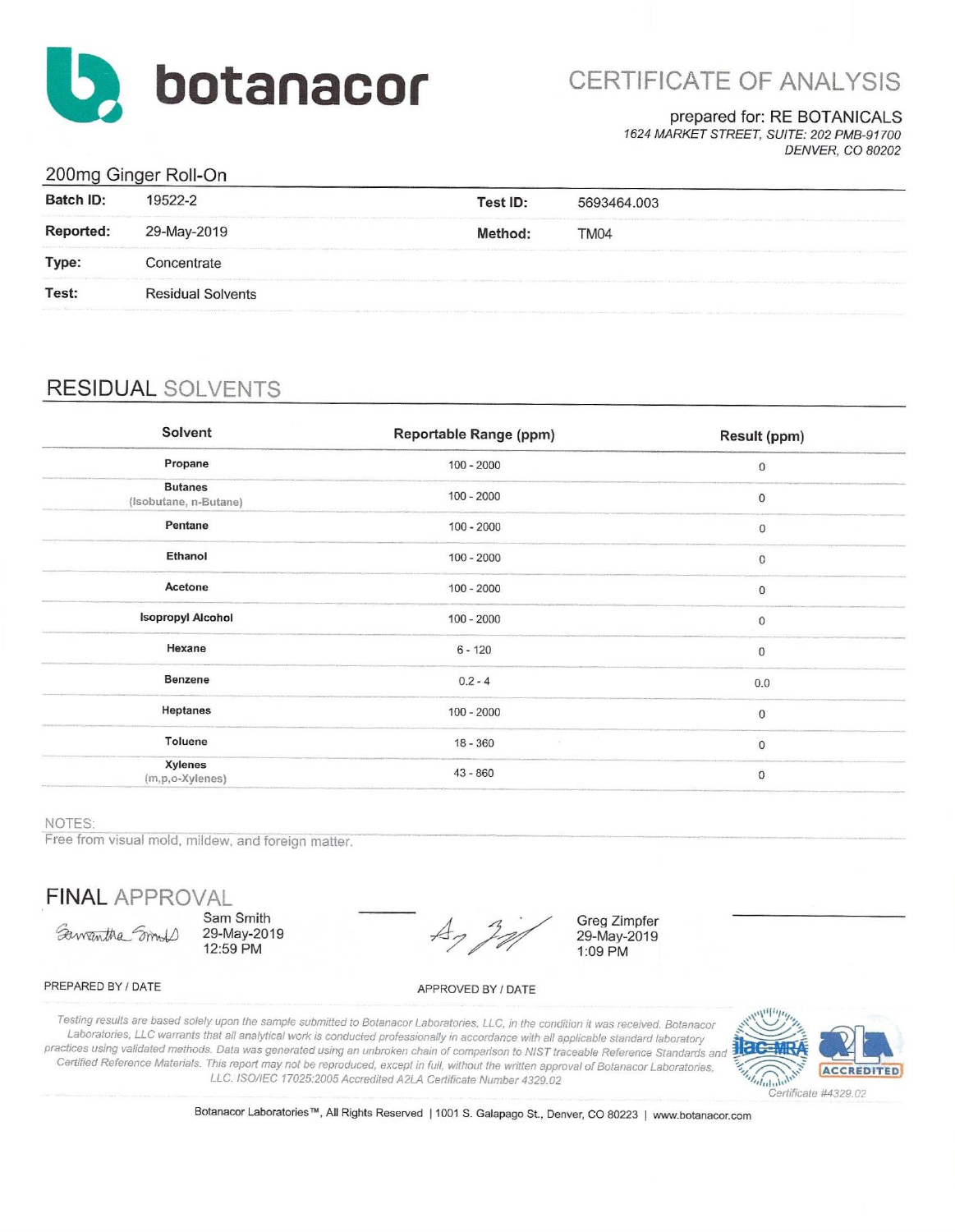# botanacor

## CERTIFICATE OF ANALYSIS

prepared for: RE BOTANICALS
*1624 MARKET STREET, SUITE: 202 PMB-91700*
*DENVER, CO 80202*

### 200mg Ginger Roll-On

| | | | |
|---|---|---|---|
| **Batch ID:** | 19522-2 | **Test ID:** | 5693464.003 |
| **Reported:** | 29-May-2019 | **Method:** | TM04 |
| **Type:** | Concentrate | | |
| **Test:** | Residual Solvents | | |

## RESIDUAL SOLVENTS

| Solvent | Reportable Range (ppm) | Result (ppm) |
|---|---|---|
| **Propane** | 100 - 2000 | 0 |
| **Butanes** (Isobutane, n-Butane) | 100 - 2000 | 0 |
| **Pentane** | 100 - 2000 | 0 |
| **Ethanol** | 100 - 2000 | 0 |
| **Acetone** | 100 - 2000 | 0 |
| **Isopropyl Alcohol** | 100 - 2000 | 0 |
| **Hexane** | 6 - 120 | 0 |
| **Benzene** | 0.2 - 4 | 0.0 |
| **Heptanes** | 100 - 2000 | 0 |
| **Toluene** | 18 - 360 | 0 |
| **Xylenes** (m,p,o-Xylenes) | 43 - 860 | 0 |

NOTES:
Free from visual mold, mildew, and foreign matter.

## FINAL APPROVAL

Sam Smith
29-May-2019
12:59 PM

PREPARED BY / DATE

Greg Zimpfer
29-May-2019
1:09 PM

APPROVED BY / DATE

*Testing results are based solely upon the sample submitted to Botanacor Laboratories, LLC, in the condition it was received. Botanacor Laboratories, LLC warrants that all analytical work is conducted professionally in accordance with all applicable standard laboratory practices using validated methods. Data was generated using an unbroken chain of comparison to NIST traceable Reference Standards and Certified Reference Materials. This report may not be reproduced, except in full, without the written approval of Botanacor Laboratories, LLC. ISO/IEC 17025:2005 Accredited A2LA Certificate Number 4329.02*

ilac-MRA | A2LA ACCREDITED | Certificate #4329.02

Botanacor Laboratories™, All Rights Reserved | 1001 S. Galapago St., Denver, CO 80223 | www.botanacor.com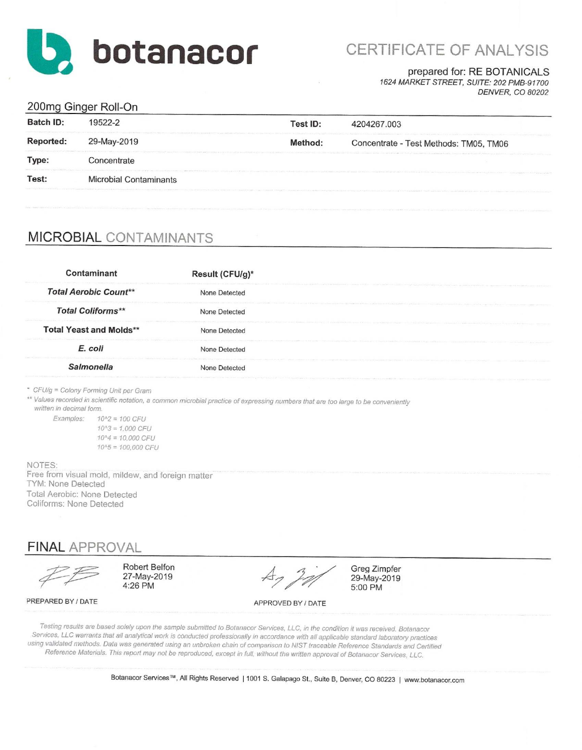# botanacor

## CERTIFICATE OF ANALYSIS

prepared for: RE BOTANICALS
*1624 MARKET STREET, SUITE: 202 PMB-91700*
*DENVER, CO 80202*

200mg Ginger Roll-On

| | | | |
|---|---|---|---|
| **Batch ID:** | 19522-2 | **Test ID:** | 4204267.003 |
| **Reported:** | 29-May-2019 | **Method:** | Concentrate - Test Methods: TM05, TM06 |
| **Type:** | Concentrate | | |
| **Test:** | Microbial Contaminants | | |

## MICROBIAL CONTAMINANTS

| Contaminant | Result (CFU/g)* |
|---|---|
| ***Total Aerobic Count**** | None Detected |
| ***Total Coliforms**** | None Detected |
| **Total Yeast and Molds**** | None Detected |
| ***E. coli*** | None Detected |
| ***Salmonella*** | None Detected |

*\* CFU/g = Colony Forming Unit per Gram*
*\*\* Values recorded in scientific notation, a common microbial practice of expressing numbers that are too large to be conveniently written in decimal form.*

*Examples:*
*10^2 = 100 CFU*
*10^3 = 1,000 CFU*
*10^4 = 10,000 CFU*
*10^5 = 100,000 CFU*

NOTES:
Free from visual mold, mildew, and foreign matter
TYM: None Detected
Total Aerobic: None Detected
Coliforms: None Detected

## FINAL APPROVAL

| PREPARED BY / DATE | APPROVED BY / DATE |
|---|---|
| Robert Belfon<br>27-May-2019<br>4:26 PM | Greg Zimpfer<br>29-May-2019<br>5:00 PM |

*Testing results are based solely upon the sample submitted to Botanacor Services, LLC, in the condition it was received. Botanacor Services, LLC warrants that all analytical work is conducted professionally in accordance with all applicable standard laboratory practices using validated methods. Data was generated using an unbroken chain of comparison to NIST traceable Reference Standards and Certified Reference Materials. This report may not be reproduced, except in full, without the written approval of Botanacor Services, LLC.*

Botanacor Services™, All Rights Reserved | 1001 S. Galapago St., Suite B, Denver, CO 80223 | www.botanacor.com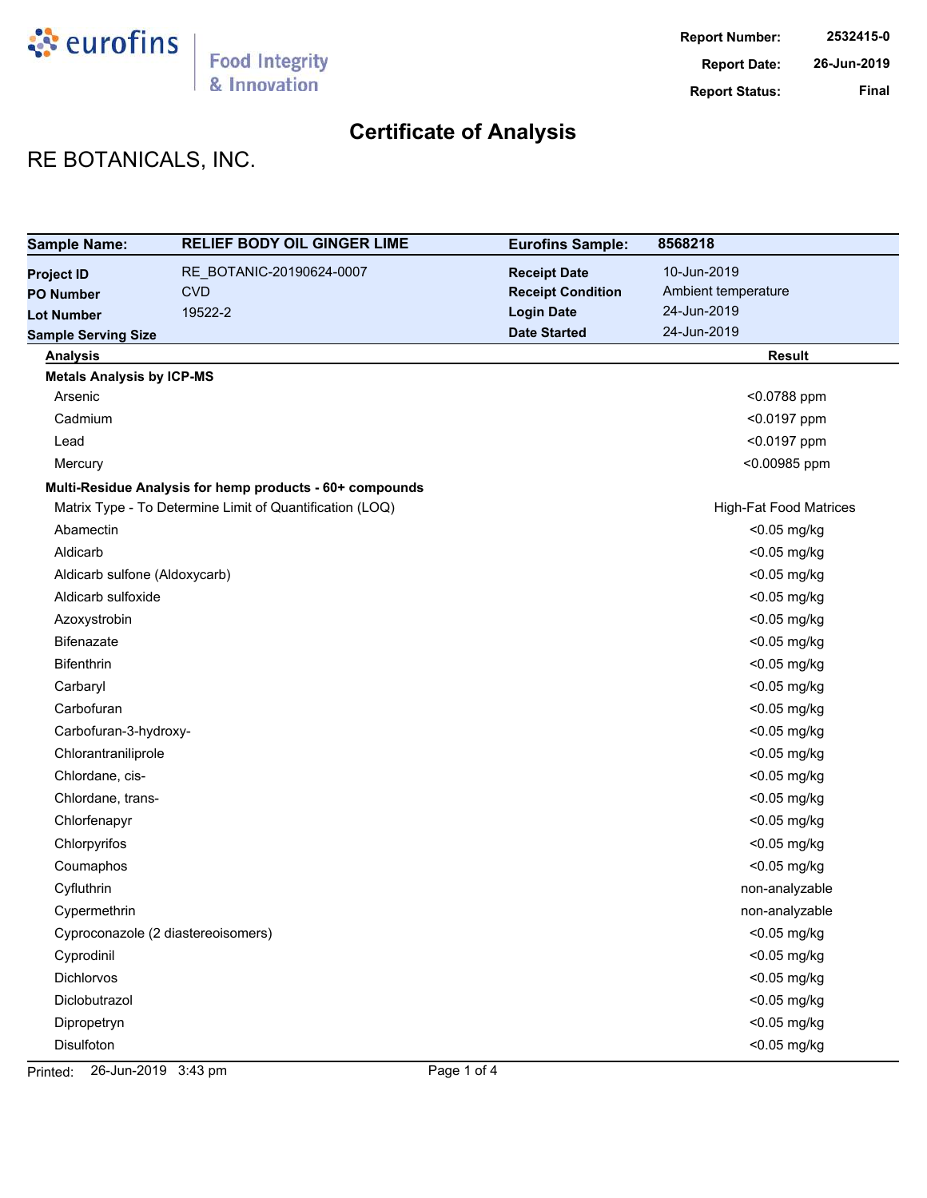**Report Number:** 2532415-0
**Report Date:** 26-Jun-2019
**Report Status:** Final

# Certificate of Analysis

## RE BOTANICALS, INC.

| Sample Name: | RELIEF BODY OIL GINGER LIME | Eurofins Sample: | 8568218 |
|---|---|---|---|
| Project ID | RE_BOTANIC-20190624-0007 | Receipt Date | 10-Jun-2019 |
| PO Number | CVD | Receipt Condition | Ambient temperature |
| Lot Number | 19522-2 | Login Date | 24-Jun-2019 |
| Sample Serving Size | | Date Started | 24-Jun-2019 |

| Analysis | Result |
|---|---|
| **Metals Analysis by ICP-MS** | |
| Arsenic | <0.0788 ppm |
| Cadmium | <0.0197 ppm |
| Lead | <0.0197 ppm |
| Mercury | <0.00985 ppm |
| **Multi-Residue Analysis for hemp products - 60+ compounds** | |
| Matrix Type - To Determine Limit of Quantification (LOQ) | High-Fat Food Matrices |
| Abamectin | <0.05 mg/kg |
| Aldicarb | <0.05 mg/kg |
| Aldicarb sulfone (Aldoxycarb) | <0.05 mg/kg |
| Aldicarb sulfoxide | <0.05 mg/kg |
| Azoxystrobin | <0.05 mg/kg |
| Bifenazate | <0.05 mg/kg |
| Bifenthrin | <0.05 mg/kg |
| Carbaryl | <0.05 mg/kg |
| Carbofuran | <0.05 mg/kg |
| Carbofuran-3-hydroxy- | <0.05 mg/kg |
| Chlorantraniliprole | <0.05 mg/kg |
| Chlordane, cis- | <0.05 mg/kg |
| Chlordane, trans- | <0.05 mg/kg |
| Chlorfenapyr | <0.05 mg/kg |
| Chlorpyrifos | <0.05 mg/kg |
| Coumaphos | <0.05 mg/kg |
| Cyfluthrin | non-analyzable |
| Cypermethrin | non-analyzable |
| Cyproconazole (2 diastereoisomers) | <0.05 mg/kg |
| Cyprodinil | <0.05 mg/kg |
| Dichlorvos | <0.05 mg/kg |
| Diclobutrazol | <0.05 mg/kg |
| Dipropetryn | <0.05 mg/kg |
| Disulfoton | <0.05 mg/kg |

Printed: 26-Jun-2019 3:43 pm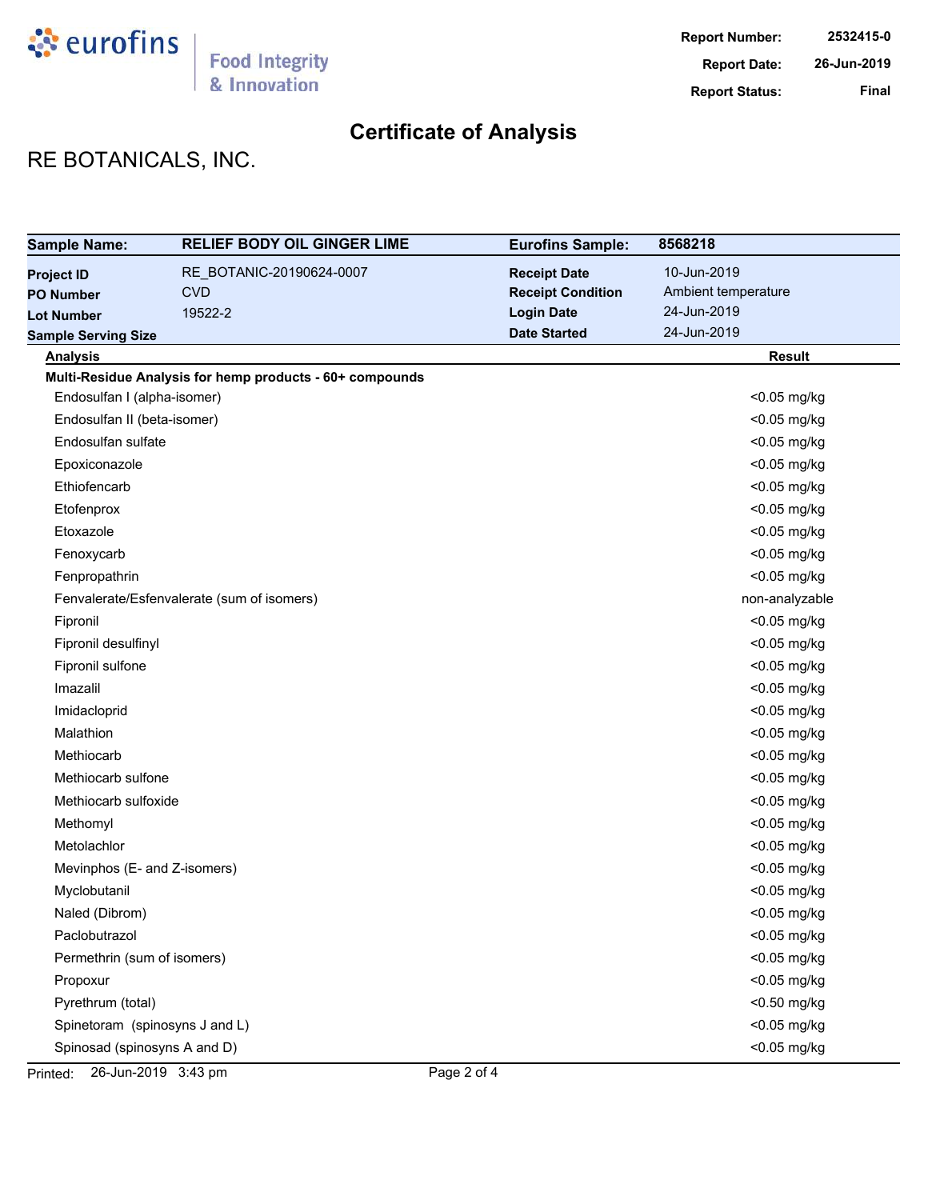Report Number: 2532415-0
Report Date: 26-Jun-2019
Report Status: Final

# Certificate of Analysis

## RE BOTANICALS, INC.

| **Sample Name:** | **RELIEF BODY OIL GINGER LIME** | **Eurofins Sample:** | **8568218** |
|---|---|---|---|
| **Project ID** | RE_BOTANIC-20190624-0007 | **Receipt Date** | 10-Jun-2019 |
| **PO Number** | CVD | **Receipt Condition** | Ambient temperature |
| **Lot Number** | 19522-2 | **Login Date** | 24-Jun-2019 |
| **Sample Serving Size** | | **Date Started** | 24-Jun-2019 |

| Analysis | Result |
|---|---|
| **Multi-Residue Analysis for hemp products - 60+ compounds** | |
| Endosulfan I (alpha-isomer) | <0.05 mg/kg |
| Endosulfan II (beta-isomer) | <0.05 mg/kg |
| Endosulfan sulfate | <0.05 mg/kg |
| Epoxiconazole | <0.05 mg/kg |
| Ethiofencarb | <0.05 mg/kg |
| Etofenprox | <0.05 mg/kg |
| Etoxazole | <0.05 mg/kg |
| Fenoxycarb | <0.05 mg/kg |
| Fenpropathrin | <0.05 mg/kg |
| Fenvalerate/Esfenvalerate (sum of isomers) | non-analyzable |
| Fipronil | <0.05 mg/kg |
| Fipronil desulfinyl | <0.05 mg/kg |
| Fipronil sulfone | <0.05 mg/kg |
| Imazalil | <0.05 mg/kg |
| Imidacloprid | <0.05 mg/kg |
| Malathion | <0.05 mg/kg |
| Methiocarb | <0.05 mg/kg |
| Methiocarb sulfone | <0.05 mg/kg |
| Methiocarb sulfoxide | <0.05 mg/kg |
| Methomyl | <0.05 mg/kg |
| Metolachlor | <0.05 mg/kg |
| Mevinphos (E- and Z-isomers) | <0.05 mg/kg |
| Myclobutanil | <0.05 mg/kg |
| Naled (Dibrom) | <0.05 mg/kg |
| Paclobutrazol | <0.05 mg/kg |
| Permethrin (sum of isomers) | <0.05 mg/kg |
| Propoxur | <0.05 mg/kg |
| Pyrethrum (total) | <0.50 mg/kg |
| Spinetoram (spinosyns J and L) | <0.05 mg/kg |
| Spinosad (spinosyns A and D) | <0.05 mg/kg |

Printed: 26-Jun-2019 3:43 pm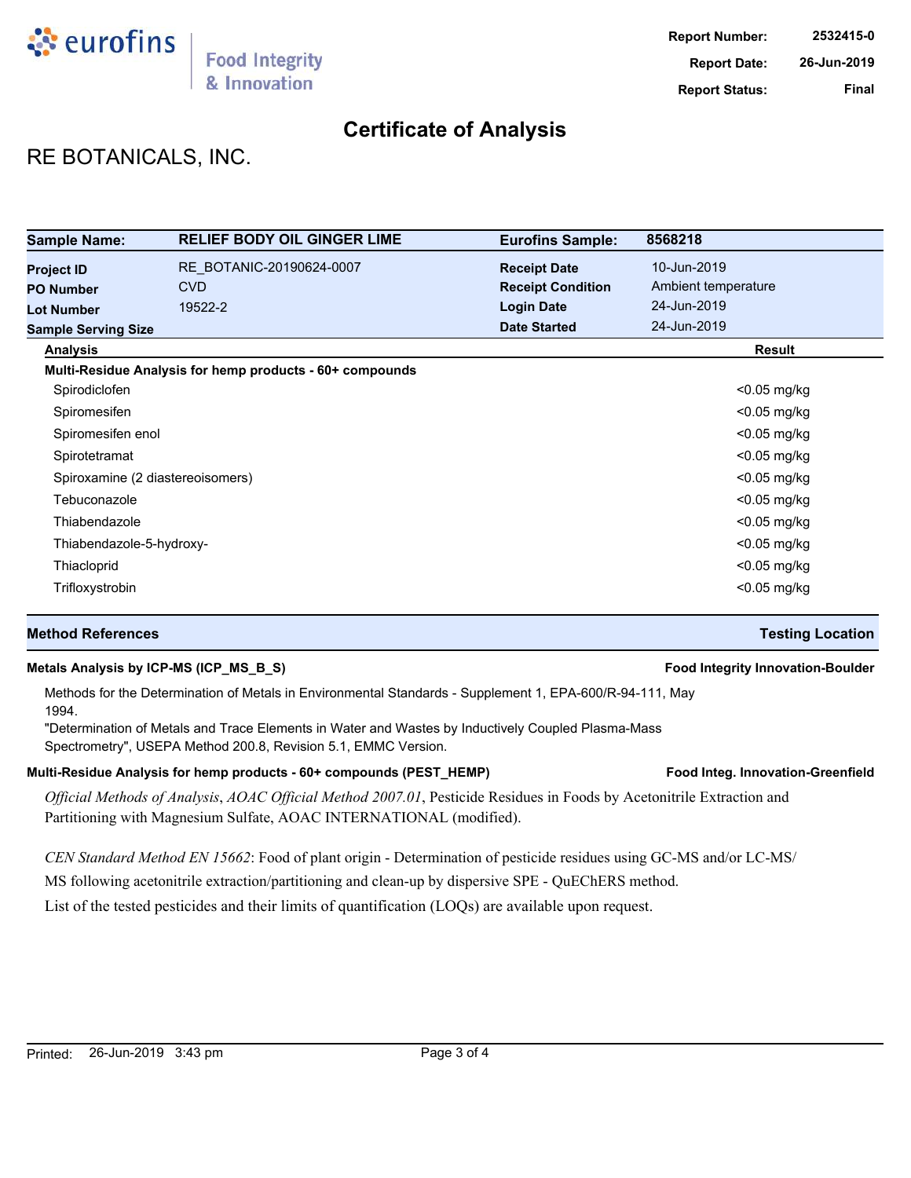Report Number: 2532415-0
Report Date: 26-Jun-2019
Report Status: Final

# Certificate of Analysis

## RE BOTANICALS, INC.

| | | | |
|---|---|---|---|
| **Sample Name:** | **RELIEF BODY OIL GINGER LIME** | **Eurofins Sample:** | **8568218** |
| **Project ID** | RE_BOTANIC-20190624-0007 | **Receipt Date** | 10-Jun-2019 |
| **PO Number** | CVD | **Receipt Condition** | Ambient temperature |
| **Lot Number** | 19522-2 | **Login Date** | 24-Jun-2019 |
| **Sample Serving Size** | | **Date Started** | 24-Jun-2019 |

| Analysis | Result |
|---|---|
| **Multi-Residue Analysis for hemp products - 60+ compounds** | |
| Spirodiclofen | <0.05 mg/kg |
| Spiromesifen | <0.05 mg/kg |
| Spiromesifen enol | <0.05 mg/kg |
| Spirotetramat | <0.05 mg/kg |
| Spiroxamine (2 diastereoisomers) | <0.05 mg/kg |
| Tebuconazole | <0.05 mg/kg |
| Thiabendazole | <0.05 mg/kg |
| Thiabendazole-5-hydroxy- | <0.05 mg/kg |
| Thiacloprid | <0.05 mg/kg |
| Trifloxystrobin | <0.05 mg/kg |

| Method References | Testing Location |
|---|---|
| **Metals Analysis by ICP-MS (ICP_MS_B_S)** | **Food Integrity Innovation-Boulder** |

Methods for the Determination of Metals in Environmental Standards - Supplement 1, EPA-600/R-94-111, May 1994.

"Determination of Metals and Trace Elements in Water and Wastes by Inductively Coupled Plasma-Mass Spectrometry", USEPA Method 200.8, Revision 5.1, EMMC Version.

| | |
|---|---|
| **Multi-Residue Analysis for hemp products - 60+ compounds (PEST_HEMP)** | **Food Integ. Innovation-Greenfield** |

*Official Methods of Analysis*, *AOAC Official Method 2007.01*, Pesticide Residues in Foods by Acetonitrile Extraction and Partitioning with Magnesium Sulfate, AOAC INTERNATIONAL (modified).

*CEN Standard Method EN 15662*: Food of plant origin - Determination of pesticide residues using GC-MS and/or LC-MS/MS following acetonitrile extraction/partitioning and clean-up by dispersive SPE - QuEChERS method.

List of the tested pesticides and their limits of quantification (LOQs) are available upon request.

Printed: 26-Jun-2019 3:43 pm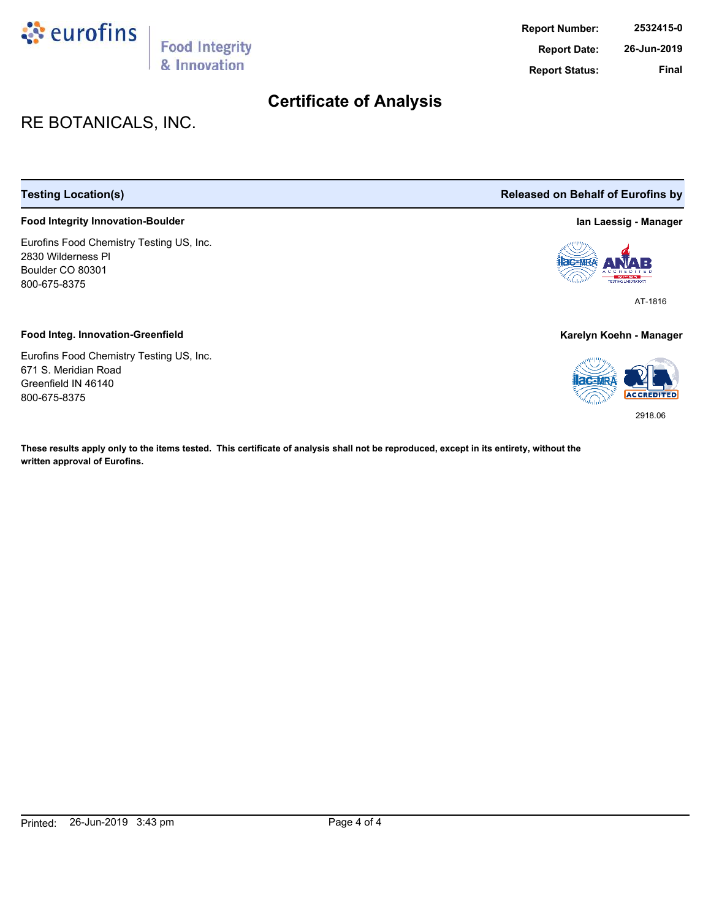**Report Number:** 2532415-0
**Report Date:** 26-Jun-2019
**Report Status:** Final

# Certificate of Analysis

## RE BOTANICALS, INC.

| Testing Location(s) | Released on Behalf of Eurofins by |
| --- | --- |
| **Food Integrity Innovation-Boulder**<br>Eurofins Food Chemistry Testing US, Inc.<br>2830 Wilderness Pl<br>Boulder CO 80301<br>800-675-8375 | **Ian Laessig - Manager**<br>AT-1816 |
| **Food Integ. Innovation-Greenfield**<br>Eurofins Food Chemistry Testing US, Inc.<br>671 S. Meridian Road<br>Greenfield IN 46140<br>800-675-8375 | **Karelyn Koehn - Manager**<br>2918.06 |

**These results apply only to the items tested. This certificate of analysis shall not be reproduced, except in its entirety, without the written approval of Eurofins.**

Printed: 26-Jun-2019 3:43 pm